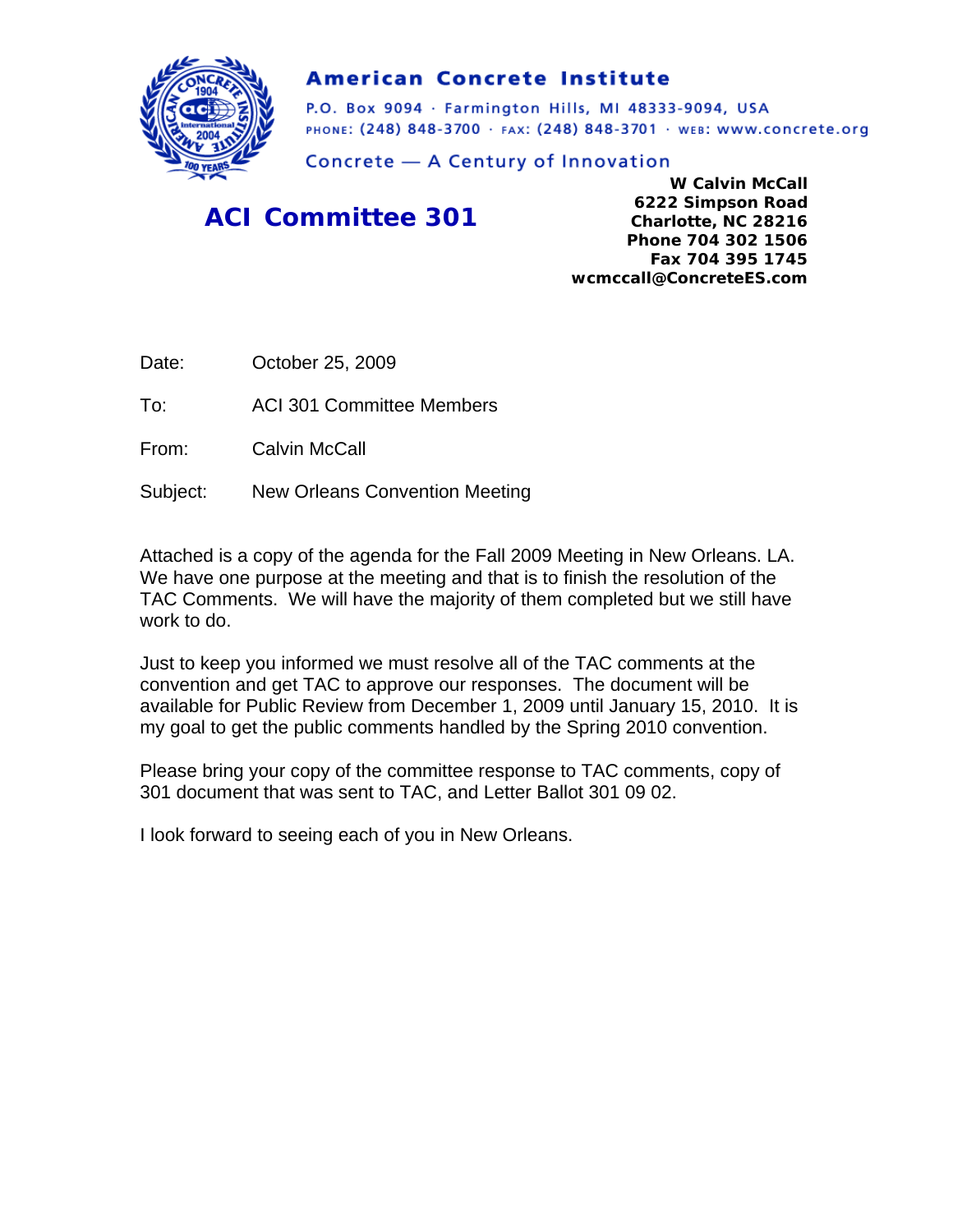**American Concrete Institute**

P.O. Box 9094 · Farmington Hills, MI 48333-9094, USA
PHONE: (248) 848-3700 · FAX: (248) 848-3701 · WEB: www.concrete.org

Concrete — A Century of Innovation

## ACI Committee 301

**W Calvin McCall**
**6222 Simpson Road**
**Charlotte, NC 28216**
**Phone 704 302 1506**
**Fax 704 395 1745**
**wcmccall@ConcreteES.com**

Date: October 25, 2009

To: ACI 301 Committee Members

From: Calvin McCall

Subject: New Orleans Convention Meeting

Attached is a copy of the agenda for the Fall 2009 Meeting in New Orleans. LA. We have one purpose at the meeting and that is to finish the resolution of the TAC Comments. We will have the majority of them completed but we still have work to do.

Just to keep you informed we must resolve all of the TAC comments at the convention and get TAC to approve our responses. The document will be available for Public Review from December 1, 2009 until January 15, 2010. It is my goal to get the public comments handled by the Spring 2010 convention.

Please bring your copy of the committee response to TAC comments, copy of 301 document that was sent to TAC, and Letter Ballot 301 09 02.

I look forward to seeing each of you in New Orleans.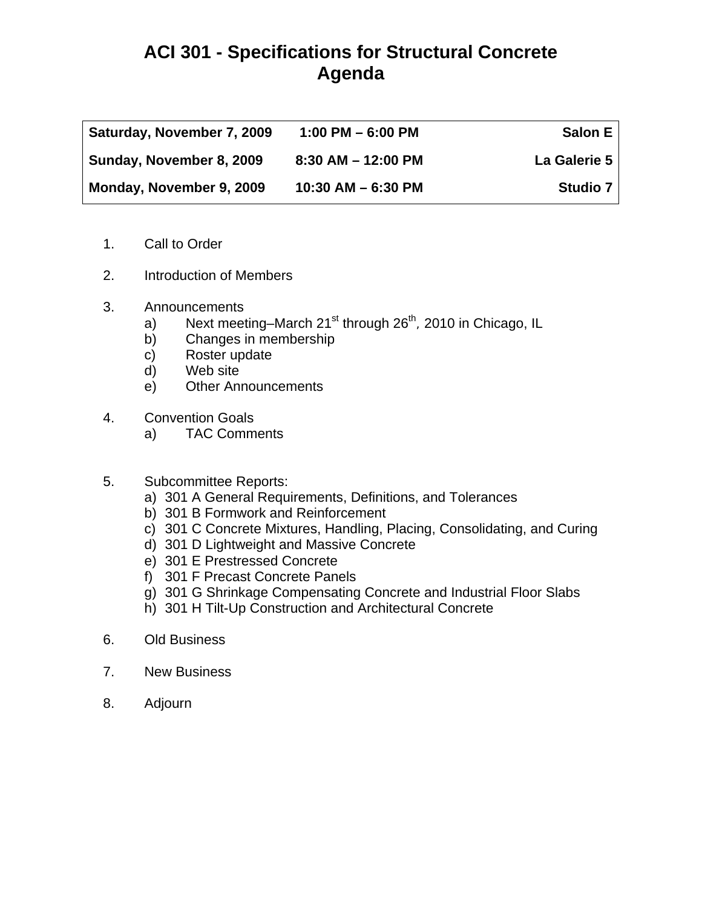# ACI 301 - Specifications for Structural Concrete
# Agenda

| **Saturday, November 7, 2009** | **1:00 PM – 6:00 PM** | **Salon E** |
|---|---|---|
| **Sunday, November 8, 2009** | **8:30 AM – 12:00 PM** | **La Galerie 5** |
| **Monday, November 9, 2009** | **10:30 AM – 6:30 PM** | **Studio 7** |

1. Call to Order

2. Introduction of Members

3. Announcements
   a) Next meeting–March 21st through 26th, 2010 in Chicago, IL
   b) Changes in membership
   c) Roster update
   d) Web site
   e) Other Announcements

4. Convention Goals
   a) TAC Comments

5. Subcommittee Reports:
   a) 301 A General Requirements, Definitions, and Tolerances
   b) 301 B Formwork and Reinforcement
   c) 301 C Concrete Mixtures, Handling, Placing, Consolidating, and Curing
   d) 301 D Lightweight and Massive Concrete
   e) 301 E Prestressed Concrete
   f) 301 F Precast Concrete Panels
   g) 301 G Shrinkage Compensating Concrete and Industrial Floor Slabs
   h) 301 H Tilt-Up Construction and Architectural Concrete

6. Old Business

7. New Business

8. Adjourn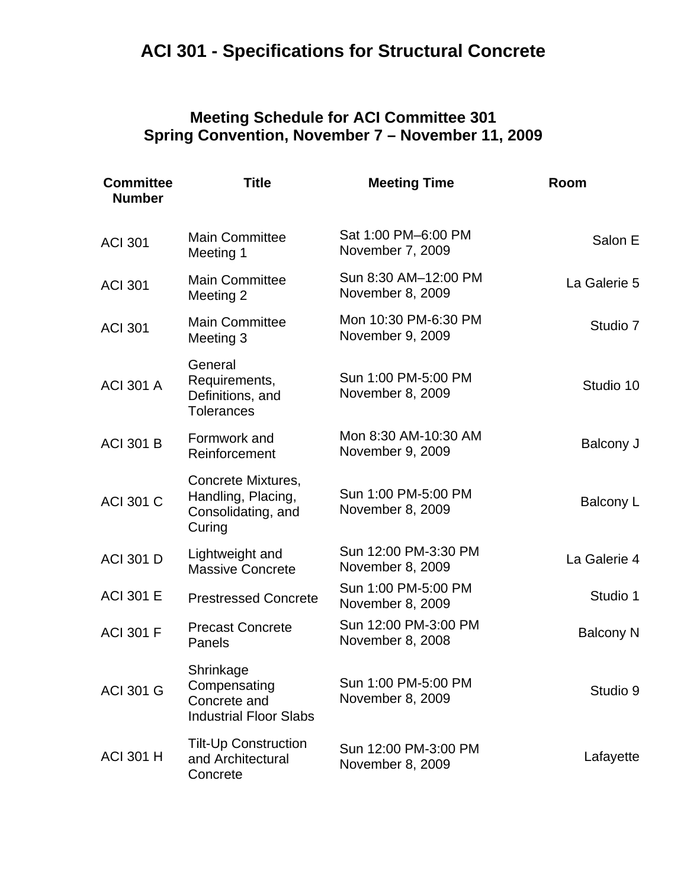# ACI 301 - Specifications for Structural Concrete

## Meeting Schedule for ACI Committee 301
## Spring Convention, November 7 – November 11, 2009

| Committee Number | Title | Meeting Time | Room |
|---|---|---|---|
| ACI 301 | Main Committee Meeting 1 | Sat 1:00 PM–6:00 PM November 7, 2009 | Salon E |
| ACI 301 | Main Committee Meeting 2 | Sun 8:30 AM–12:00 PM November 8, 2009 | La Galerie 5 |
| ACI 301 | Main Committee Meeting 3 | Mon 10:30 PM-6:30 PM November 9, 2009 | Studio 7 |
| ACI 301 A | General Requirements, Definitions, and Tolerances | Sun 1:00 PM-5:00 PM November 8, 2009 | Studio 10 |
| ACI 301 B | Formwork and Reinforcement | Mon 8:30 AM-10:30 AM November 9, 2009 | Balcony J |
| ACI 301 C | Concrete Mixtures, Handling, Placing, Consolidating, and Curing | Sun 1:00 PM-5:00 PM November 8, 2009 | Balcony L |
| ACI 301 D | Lightweight and Massive Concrete | Sun 12:00 PM-3:30 PM November 8, 2009 | La Galerie 4 |
| ACI 301 E | Prestressed Concrete | Sun 1:00 PM-5:00 PM November 8, 2009 | Studio 1 |
| ACI 301 F | Precast Concrete Panels | Sun 12:00 PM-3:00 PM November 8, 2008 | Balcony N |
| ACI 301 G | Shrinkage Compensating Concrete and Industrial Floor Slabs | Sun 1:00 PM-5:00 PM November 8, 2009 | Studio 9 |
| ACI 301 H | Tilt-Up Construction and Architectural Concrete | Sun 12:00 PM-3:00 PM November 8, 2009 | Lafayette |